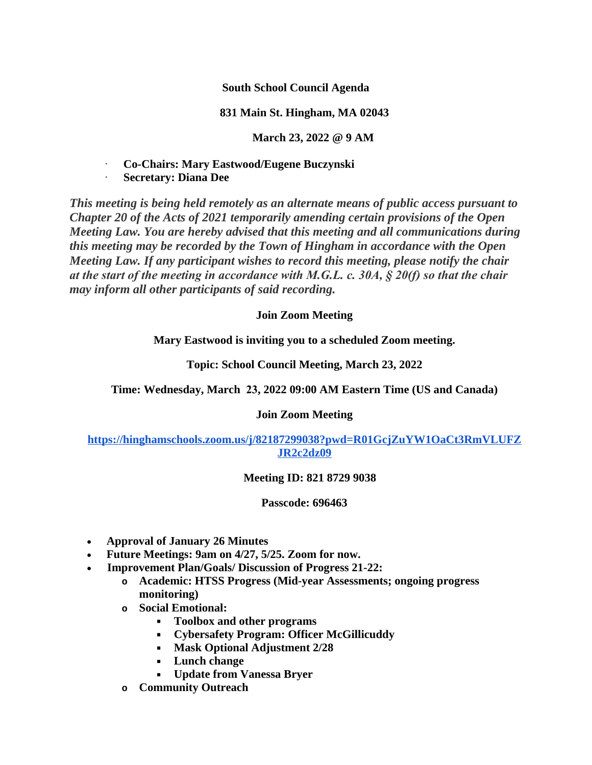**South School Council Agenda**

**831 Main St. Hingham, MA 02043**

**March 23, 2022 @ 9 AM**

- **Co-Chairs: Mary Eastwood/Eugene Buczynski**
- **Secretary: Diana Dee**

***This meeting is being held remotely as an alternate means of public access pursuant to Chapter 20 of the Acts of 2021 temporarily amending certain provisions of the Open Meeting Law. You are hereby advised that this meeting and all communications during this meeting may be recorded by the Town of Hingham in accordance with the Open Meeting Law. If any participant wishes to record this meeting, please notify the chair at the start of the meeting in accordance with M.G.L. c. 30A, § 20(f) so that the chair may inform all other participants of said recording.***

**Join Zoom Meeting**

**Mary Eastwood is inviting you to a scheduled Zoom meeting.**

**Topic: School Council Meeting, March 23, 2022**

**Time: Wednesday, March 23, 2022 09:00 AM Eastern Time (US and Canada)**

**Join Zoom Meeting**

**https://hinghamschools.zoom.us/j/82187299038?pwd=R01GcjZuYW1OaCt3RmVLUFZJR2c2dz09**

**Meeting ID: 821 8729 9038**

**Passcode: 696463**

- **Approval of January 26 Minutes**
- **Future Meetings: 9am on 4/27, 5/25. Zoom for now.**
- **Improvement Plan/Goals/ Discussion of Progress 21-22:**
  - **Academic: HTSS Progress (Mid-year Assessments; ongoing progress monitoring)**
  - **Social Emotional:**
    - **Toolbox and other programs**
    - **Cybersafety Program: Officer McGillicuddy**
    - **Mask Optional Adjustment 2/28**
    - **Lunch change**
    - **Update from Vanessa Bryer**
  - **Community Outreach**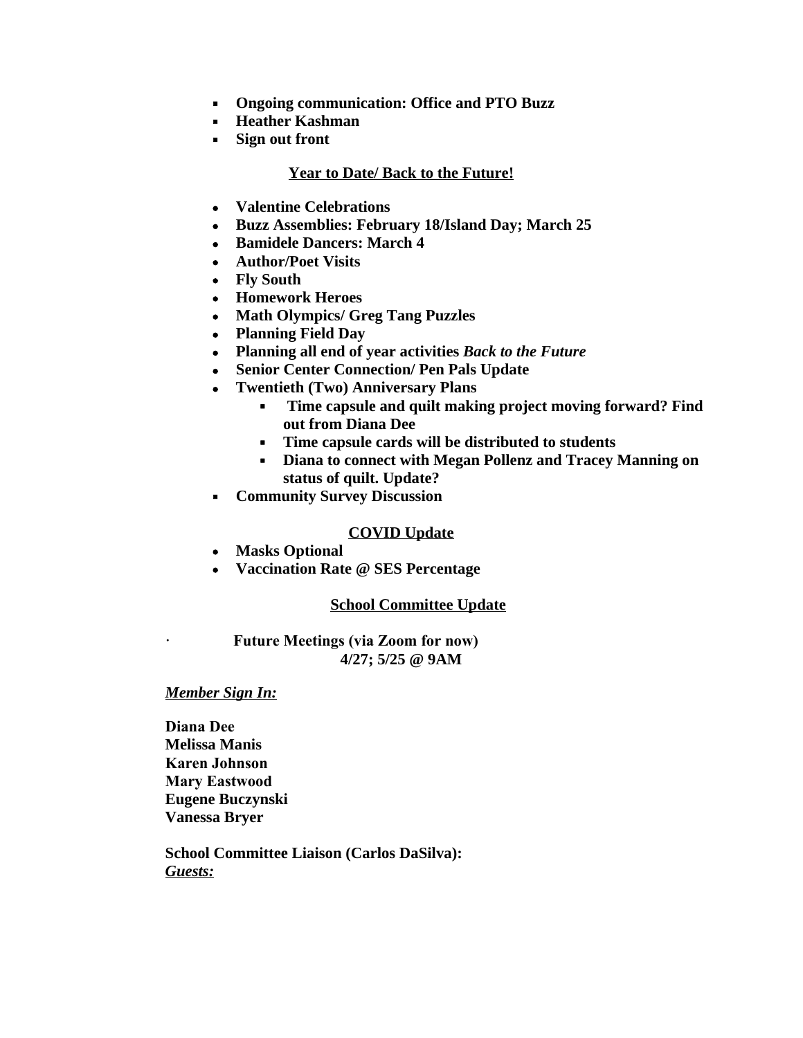- **Ongoing communication: Office and PTO Buzz**
- **Heather Kashman**
- **Sign out front**

**<u>Year to Date/ Back to the Future!</u>**

- **Valentine Celebrations**
- **Buzz Assemblies: February 18/Island Day; March 25**
- **Bamidele Dancers: March 4**
- **Author/Poet Visits**
- **Fly South**
- **Homework Heroes**
- **Math Olympics/ Greg Tang Puzzles**
- **Planning Field Day**
- **Planning all end of year activities *Back to the Future***
- **Senior Center Connection/ Pen Pals Update**
- **Twentieth (Two) Anniversary Plans**
  - **Time capsule and quilt making project moving forward? Find out from Diana Dee**
  - **Time capsule cards will be distributed to students**
  - **Diana to connect with Megan Pollenz and Tracey Manning on status of quilt. Update?**
- **Community Survey Discussion**

**<u>COVID Update</u>**

- **Masks Optional**
- **Vaccination Rate @ SES Percentage**

**<u>School Committee Update</u>**

· **Future Meetings (via Zoom for now)**
**4/27; 5/25 @ 9AM**

***<u>Member Sign In:</u>***

**Diana Dee**
**Melissa Manis**
**Karen Johnson**
**Mary Eastwood**
**Eugene Buczynski**
**Vanessa Bryer**

**School Committee Liaison (Carlos DaSilva):**
***<u>Guests:</u>***